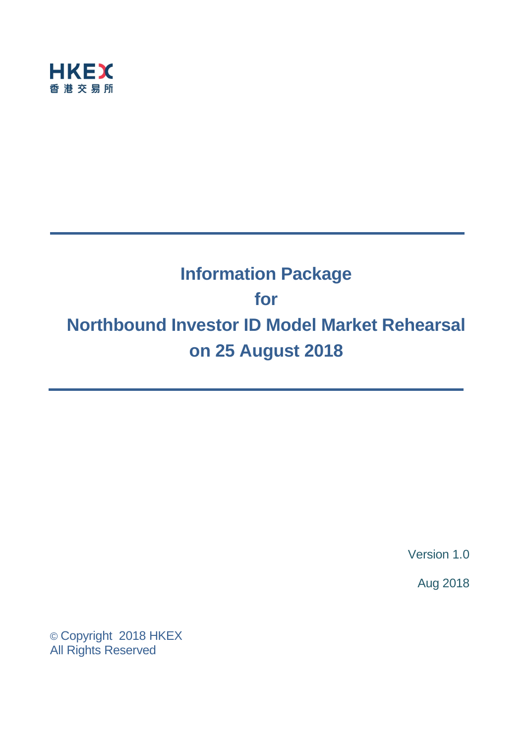HKEX
香港交易所

# Information Package for Northbound Investor ID Model Market Rehearsal on 25 August 2018

Version 1.0

Aug 2018

© Copyright 2018 HKEX
All Rights Reserved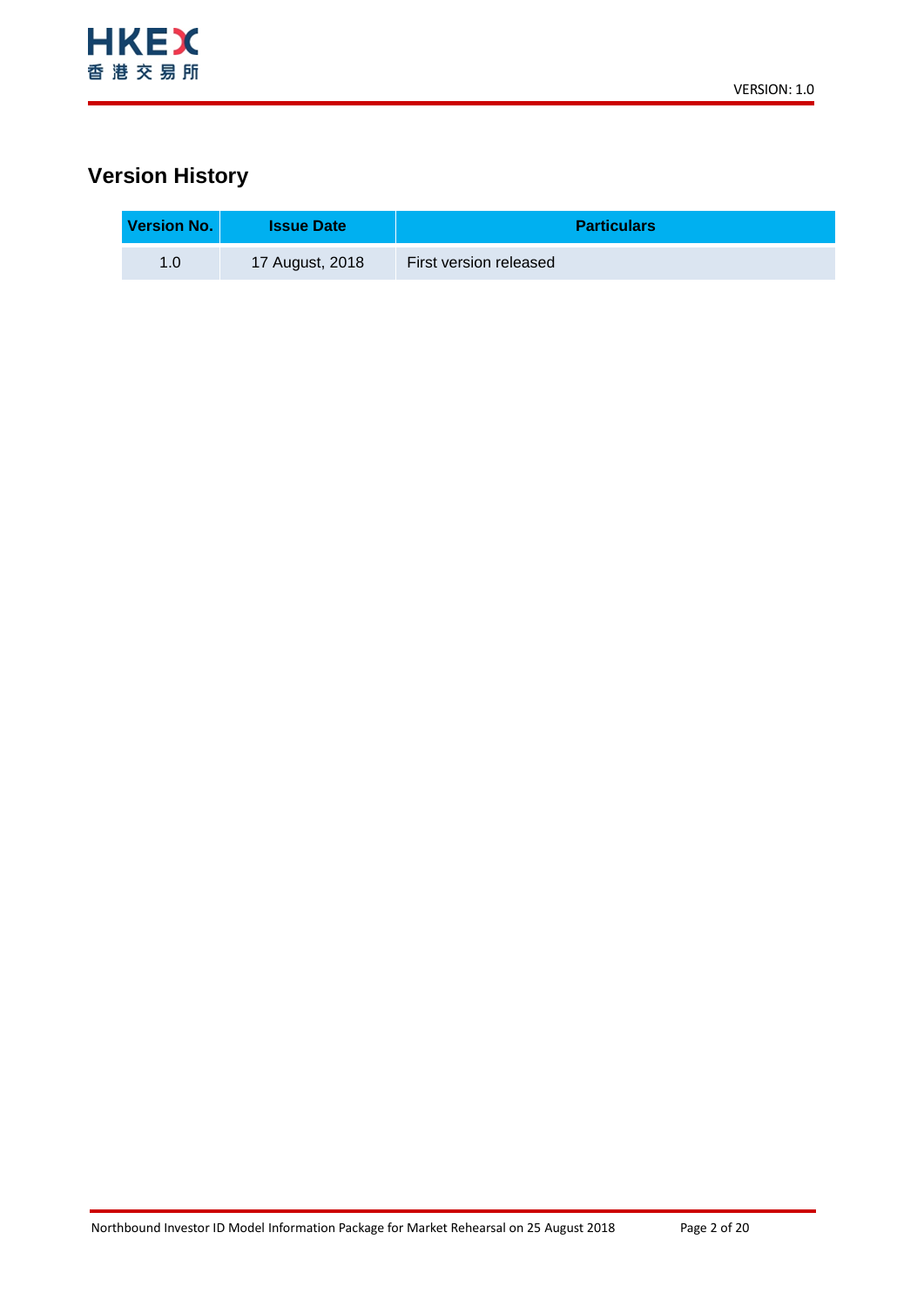## Version History

| Version No. | Issue Date | Particulars |
| --- | --- | --- |
| 1.0 | 17 August, 2018 | First version released |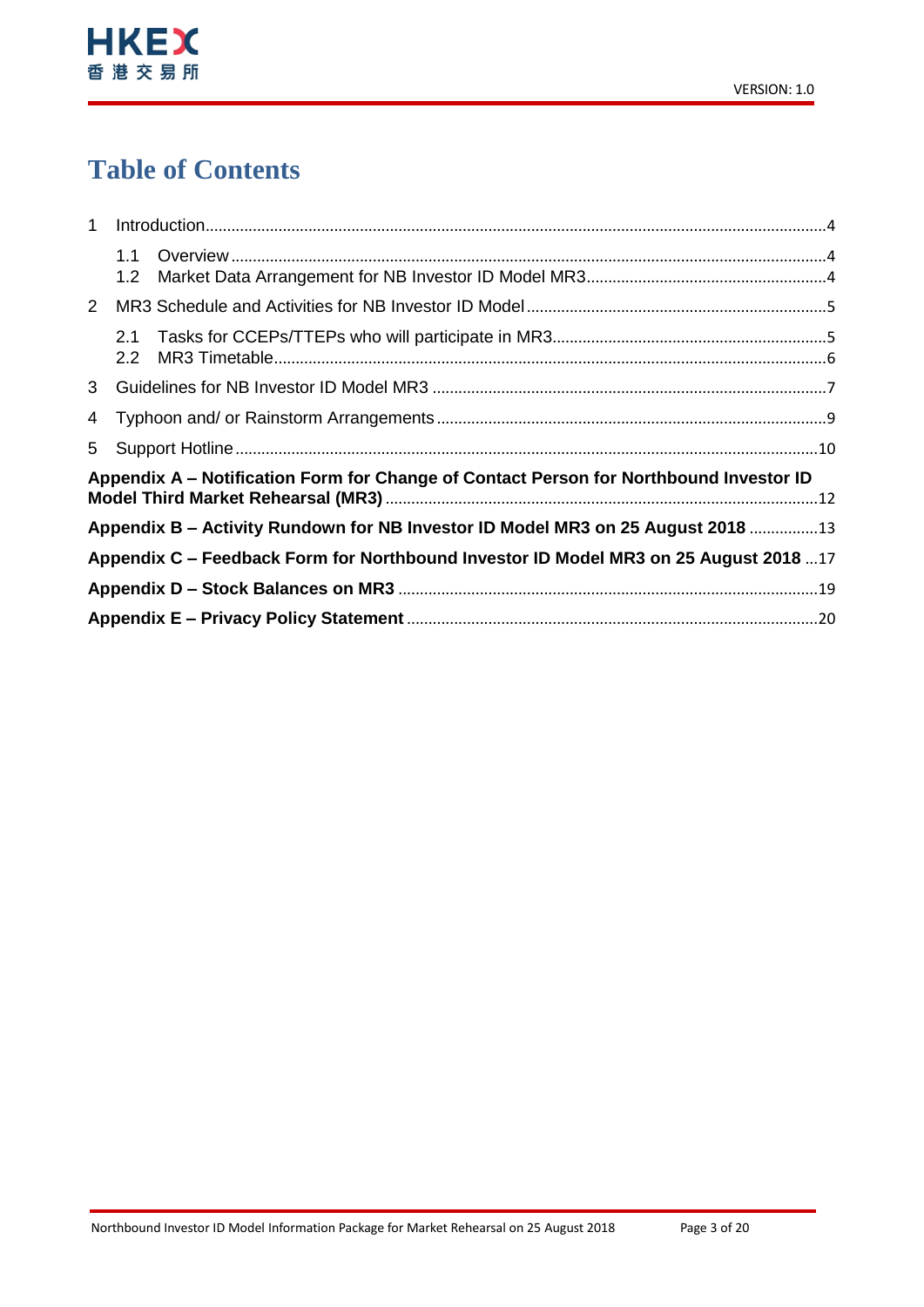# Table of Contents

1 Introduction ....................................................................................................................4

  1.1 Overview ....................................................................................................................4

  1.2 Market Data Arrangement for NB Investor ID Model MR3 .......................................................4

2 MR3 Schedule and Activities for NB Investor ID Model ....................................................................5

  2.1 Tasks for CCEPs/TTEPs who will participate in MR3 ..............................................................5

  2.2 MR3 Timetable ...............................................................................................................6

3 Guidelines for NB Investor ID Model MR3 ........................................................................................7

4 Typhoon and/ or Rainstorm Arrangements .........................................................................................9

5 Support Hotline ...................................................................................................................10

**Appendix A – Notification Form for Change of Contact Person for Northbound Investor ID Model Third Market Rehearsal (MR3)** ..................................................................................12

**Appendix B – Activity Rundown for NB Investor ID Model MR3 on 25 August 2018** ................13

**Appendix C – Feedback Form for Northbound Investor ID Model MR3 on 25 August 2018** ...17

**Appendix D – Stock Balances on MR3** ....................................................................................19

**Appendix E – Privacy Policy Statement** ...................................................................................20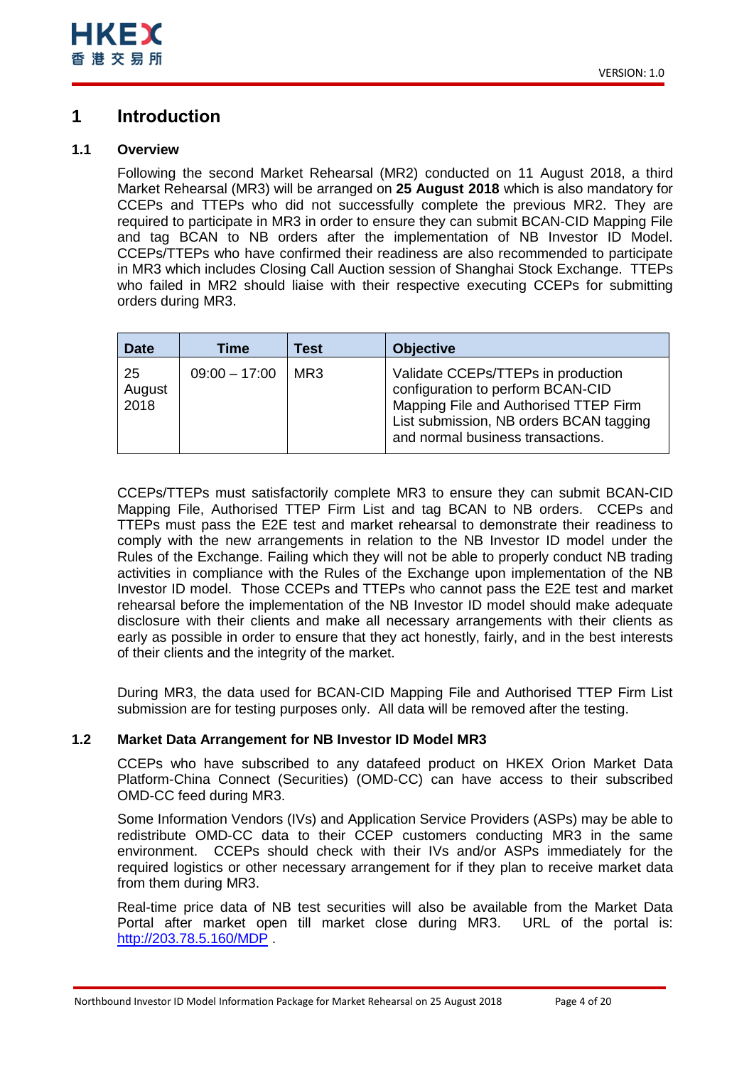# 1 Introduction

## 1.1 Overview

Following the second Market Rehearsal (MR2) conducted on 11 August 2018, a third Market Rehearsal (MR3) will be arranged on **25 August 2018** which is also mandatory for CCEPs and TTEPs who did not successfully complete the previous MR2. They are required to participate in MR3 in order to ensure they can submit BCAN-CID Mapping File and tag BCAN to NB orders after the implementation of NB Investor ID Model. CCEPs/TTEPs who have confirmed their readiness are also recommended to participate in MR3 which includes Closing Call Auction session of Shanghai Stock Exchange. TTEPs who failed in MR2 should liaise with their respective executing CCEPs for submitting orders during MR3.

| Date | Time | Test | Objective |
|---|---|---|---|
| 25 August 2018 | 09:00 – 17:00 | MR3 | Validate CCEPs/TTEPs in production configuration to perform BCAN-CID Mapping File and Authorised TTEP Firm List submission, NB orders BCAN tagging and normal business transactions. |

CCEPs/TTEPs must satisfactorily complete MR3 to ensure they can submit BCAN-CID Mapping File, Authorised TTEP Firm List and tag BCAN to NB orders. CCEPs and TTEPs must pass the E2E test and market rehearsal to demonstrate their readiness to comply with the new arrangements in relation to the NB Investor ID model under the Rules of the Exchange. Failing which they will not be able to properly conduct NB trading activities in compliance with the Rules of the Exchange upon implementation of the NB Investor ID model. Those CCEPs and TTEPs who cannot pass the E2E test and market rehearsal before the implementation of the NB Investor ID model should make adequate disclosure with their clients and make all necessary arrangements with their clients as early as possible in order to ensure that they act honestly, fairly, and in the best interests of their clients and the integrity of the market.

During MR3, the data used for BCAN-CID Mapping File and Authorised TTEP Firm List submission are for testing purposes only. All data will be removed after the testing.

## 1.2 Market Data Arrangement for NB Investor ID Model MR3

CCEPs who have subscribed to any datafeed product on HKEX Orion Market Data Platform-China Connect (Securities) (OMD-CC) can have access to their subscribed OMD-CC feed during MR3.

Some Information Vendors (IVs) and Application Service Providers (ASPs) may be able to redistribute OMD-CC data to their CCEP customers conducting MR3 in the same environment. CCEPs should check with their IVs and/or ASPs immediately for the required logistics or other necessary arrangement for if they plan to receive market data from them during MR3.

Real-time price data of NB test securities will also be available from the Market Data Portal after market open till market close during MR3. URL of the portal is: [http://203.78.5.160/MDP](http://203.78.5.160/MDP) .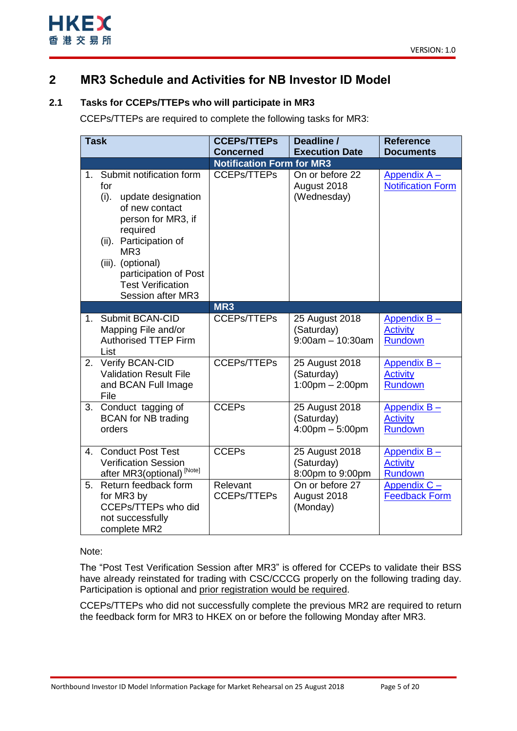## 2 MR3 Schedule and Activities for NB Investor ID Model

### 2.1 Tasks for CCEPs/TTEPs who will participate in MR3

CCEPs/TTEPs are required to complete the following tasks for MR3:

| Task | CCEPs/TTEPs Concerned | Deadline / Execution Date | Reference Documents |
|---|---|---|---|
| **Notification Form for MR3** | | | |
| 1. Submit notification form for (i). update designation of new contact person for MR3, if required (ii). Participation of MR3 (iii). (optional) participation of Post Test Verification Session after MR3 | CCEPs/TTEPs | On or before 22 August 2018 (Wednesday) | Appendix A – Notification Form |
| **MR3** | | | |
| 1. Submit BCAN-CID Mapping File and/or Authorised TTEP Firm List | CCEPs/TTEPs | 25 August 2018 (Saturday) 9:00am – 10:30am | Appendix B – Activity Rundown |
| 2. Verify BCAN-CID Validation Result File and BCAN Full Image File | CCEPs/TTEPs | 25 August 2018 (Saturday) 1:00pm – 2:00pm | Appendix B – Activity Rundown |
| 3. Conduct tagging of BCAN for NB trading orders | CCEPs | 25 August 2018 (Saturday) 4:00pm – 5:00pm | Appendix B – Activity Rundown |
| 4. Conduct Post Test Verification Session after MR3(optional) [Note] | CCEPs | 25 August 2018 (Saturday) 8:00pm to 9:00pm | Appendix B – Activity Rundown |
| 5. Return feedback form for MR3 by CCEPs/TTEPs who did not successfully complete MR2 | Relevant CCEPs/TTEPs | On or before 27 August 2018 (Monday) | Appendix C – Feedback Form |

Note:

The "Post Test Verification Session after MR3" is offered for CCEPs to validate their BSS have already reinstated for trading with CSC/CCCG properly on the following trading day. Participation is optional and prior registration would be required.

CCEPs/TTEPs who did not successfully complete the previous MR2 are required to return the feedback form for MR3 to HKEX on or before the following Monday after MR3.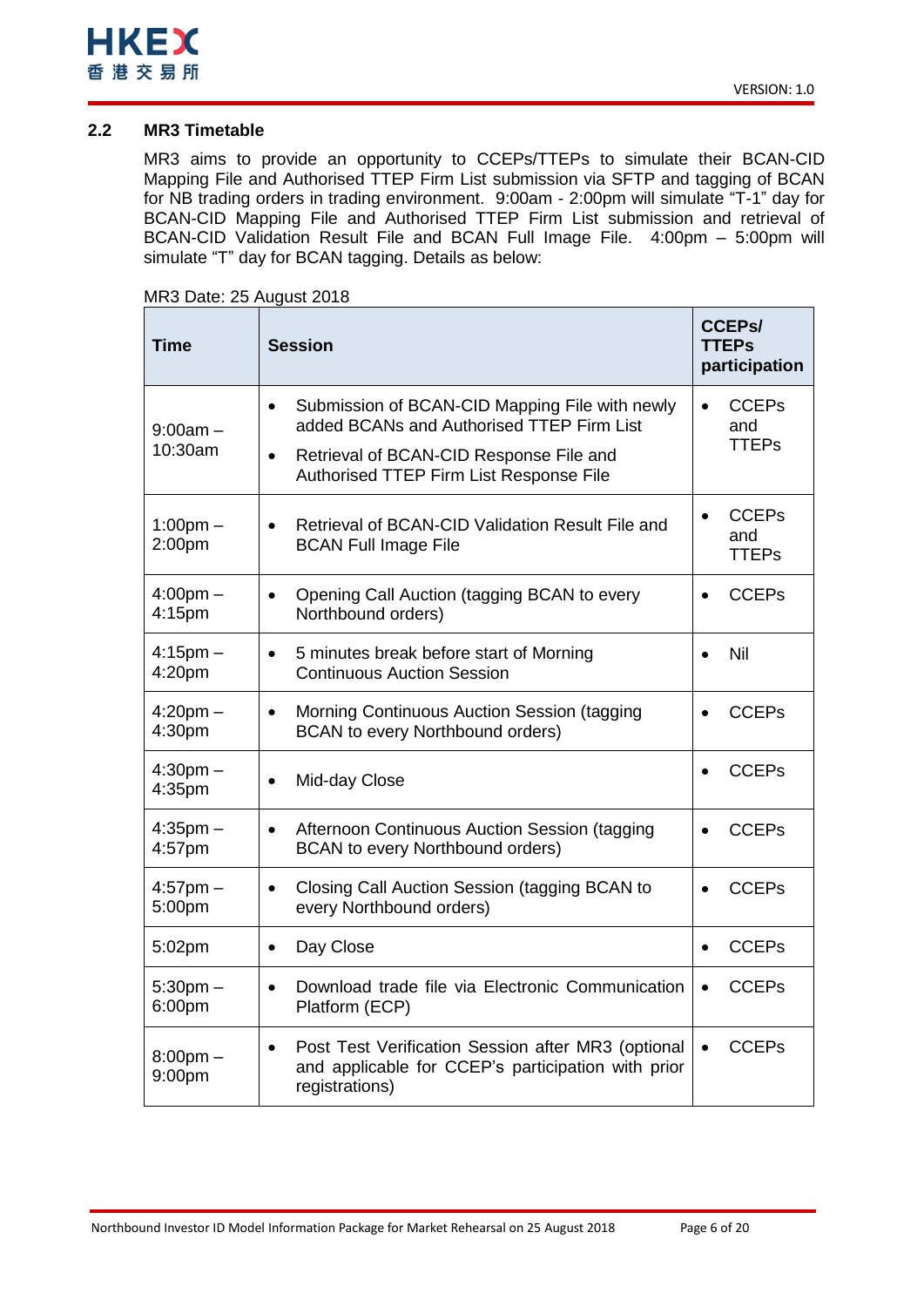## 2.2 MR3 Timetable

MR3 aims to provide an opportunity to CCEPs/TTEPs to simulate their BCAN-CID Mapping File and Authorised TTEP Firm List submission via SFTP and tagging of BCAN for NB trading orders in trading environment. 9:00am - 2:00pm will simulate "T-1" day for BCAN-CID Mapping File and Authorised TTEP Firm List submission and retrieval of BCAN-CID Validation Result File and BCAN Full Image File. 4:00pm – 5:00pm will simulate "T" day for BCAN tagging. Details as below:

MR3 Date: 25 August 2018

| Time | Session | CCEPs/ TTEPs participation |
|---|---|---|
| 9:00am – 10:30am | • Submission of BCAN-CID Mapping File with newly added BCANs and Authorised TTEP Firm List<br>• Retrieval of BCAN-CID Response File and Authorised TTEP Firm List Response File | • CCEPs and TTEPs |
| 1:00pm – 2:00pm | • Retrieval of BCAN-CID Validation Result File and BCAN Full Image File | • CCEPs and TTEPs |
| 4:00pm – 4:15pm | • Opening Call Auction (tagging BCAN to every Northbound orders) | • CCEPs |
| 4:15pm – 4:20pm | • 5 minutes break before start of Morning Continuous Auction Session | • Nil |
| 4:20pm – 4:30pm | • Morning Continuous Auction Session (tagging BCAN to every Northbound orders) | • CCEPs |
| 4:30pm – 4:35pm | • Mid-day Close | • CCEPs |
| 4:35pm – 4:57pm | • Afternoon Continuous Auction Session (tagging BCAN to every Northbound orders) | • CCEPs |
| 4:57pm – 5:00pm | • Closing Call Auction Session (tagging BCAN to every Northbound orders) | • CCEPs |
| 5:02pm | • Day Close | • CCEPs |
| 5:30pm – 6:00pm | • Download trade file via Electronic Communication Platform (ECP) | • CCEPs |
| 8:00pm – 9:00pm | • Post Test Verification Session after MR3 (optional and applicable for CCEP's participation with prior registrations) | • CCEPs |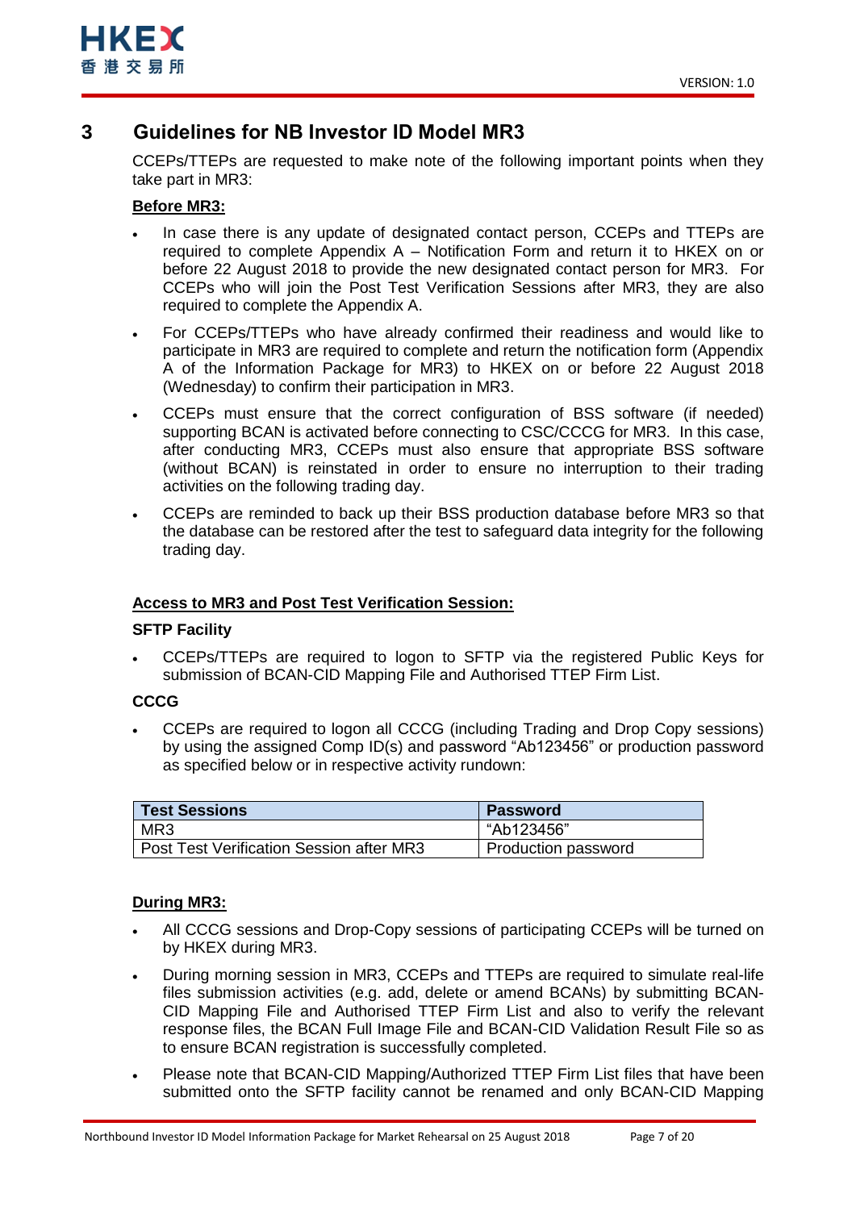# 3 Guidelines for NB Investor ID Model MR3

CCEPs/TTEPs are requested to make note of the following important points when they take part in MR3:

**Before MR3:**

- In case there is any update of designated contact person, CCEPs and TTEPs are required to complete Appendix A – Notification Form and return it to HKEX on or before 22 August 2018 to provide the new designated contact person for MR3. For CCEPs who will join the Post Test Verification Sessions after MR3, they are also required to complete the Appendix A.
- For CCEPs/TTEPs who have already confirmed their readiness and would like to participate in MR3 are required to complete and return the notification form (Appendix A of the Information Package for MR3) to HKEX on or before 22 August 2018 (Wednesday) to confirm their participation in MR3.
- CCEPs must ensure that the correct configuration of BSS software (if needed) supporting BCAN is activated before connecting to CSC/CCCG for MR3. In this case, after conducting MR3, CCEPs must also ensure that appropriate BSS software (without BCAN) is reinstated in order to ensure no interruption to their trading activities on the following trading day.
- CCEPs are reminded to back up their BSS production database before MR3 so that the database can be restored after the test to safeguard data integrity for the following trading day.

**Access to MR3 and Post Test Verification Session:**

**SFTP Facility**

- CCEPs/TTEPs are required to logon to SFTP via the registered Public Keys for submission of BCAN-CID Mapping File and Authorised TTEP Firm List.

**CCCG**

- CCEPs are required to logon all CCCG (including Trading and Drop Copy sessions) by using the assigned Comp ID(s) and password "Ab123456" or production password as specified below or in respective activity rundown:

| Test Sessions | Password |
|---|---|
| MR3 | "Ab123456" |
| Post Test Verification Session after MR3 | Production password |

**During MR3:**

- All CCCG sessions and Drop-Copy sessions of participating CCEPs will be turned on by HKEX during MR3.
- During morning session in MR3, CCEPs and TTEPs are required to simulate real-life files submission activities (e.g. add, delete or amend BCANs) by submitting BCAN-CID Mapping File and Authorised TTEP Firm List and also to verify the relevant response files, the BCAN Full Image File and BCAN-CID Validation Result File so as to ensure BCAN registration is successfully completed.
- Please note that BCAN-CID Mapping/Authorized TTEP Firm List files that have been submitted onto the SFTP facility cannot be renamed and only BCAN-CID Mapping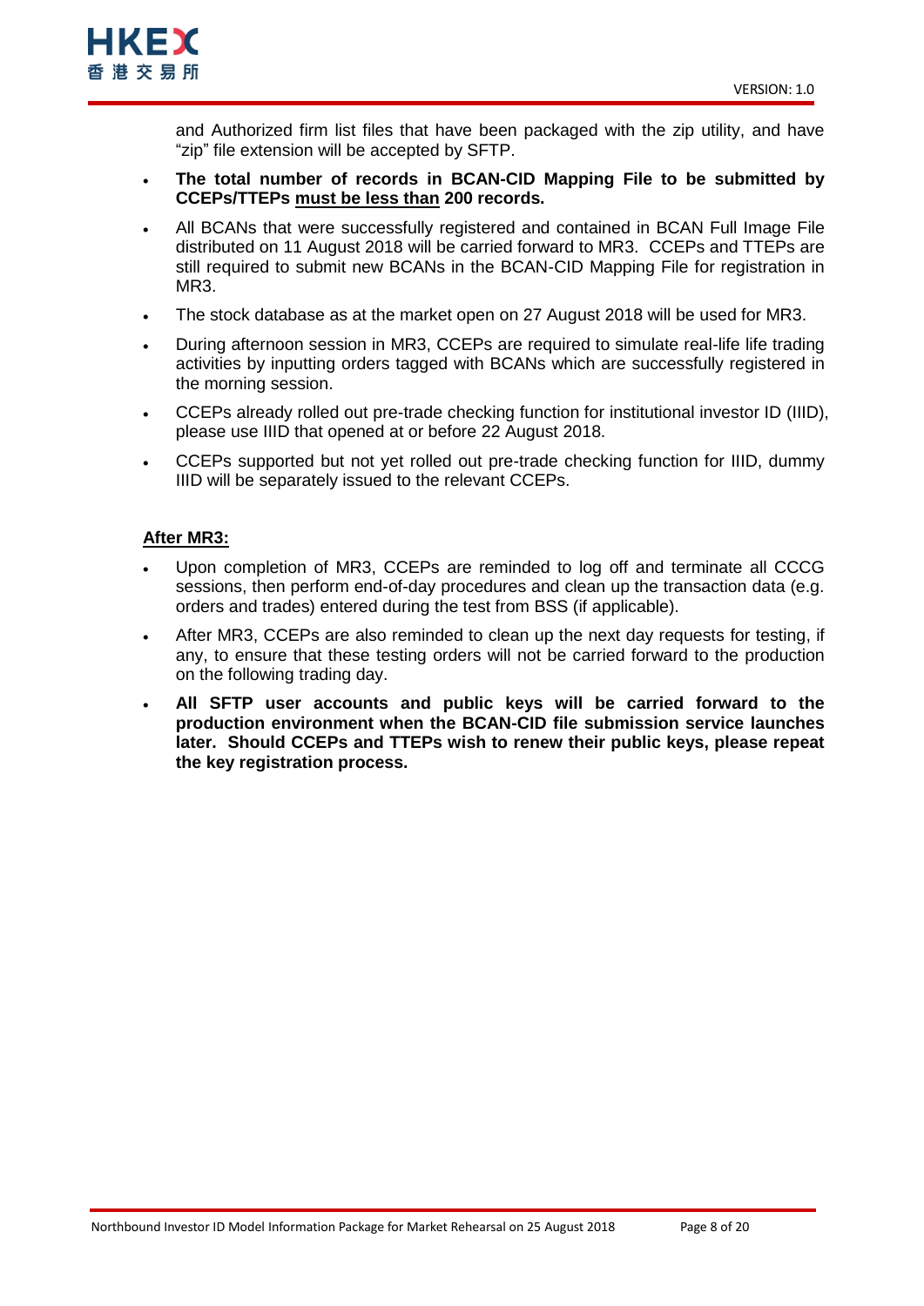and Authorized firm list files that have been packaged with the zip utility, and have "zip" file extension will be accepted by SFTP.

- **The total number of records in BCAN-CID Mapping File to be submitted by CCEPs/TTEPs <u>must be less than</u> 200 records.**
- All BCANs that were successfully registered and contained in BCAN Full Image File distributed on 11 August 2018 will be carried forward to MR3. CCEPs and TTEPs are still required to submit new BCANs in the BCAN-CID Mapping File for registration in MR3.
- The stock database as at the market open on 27 August 2018 will be used for MR3.
- During afternoon session in MR3, CCEPs are required to simulate real-life life trading activities by inputting orders tagged with BCANs which are successfully registered in the morning session.
- CCEPs already rolled out pre-trade checking function for institutional investor ID (IIID), please use IIID that opened at or before 22 August 2018.
- CCEPs supported but not yet rolled out pre-trade checking function for IIID, dummy IIID will be separately issued to the relevant CCEPs.

**<u>After MR3:</u>**

- Upon completion of MR3, CCEPs are reminded to log off and terminate all CCCG sessions, then perform end-of-day procedures and clean up the transaction data (e.g. orders and trades) entered during the test from BSS (if applicable).
- After MR3, CCEPs are also reminded to clean up the next day requests for testing, if any, to ensure that these testing orders will not be carried forward to the production on the following trading day.
- **All SFTP user accounts and public keys will be carried forward to the production environment when the BCAN-CID file submission service launches later. Should CCEPs and TTEPs wish to renew their public keys, please repeat the key registration process.**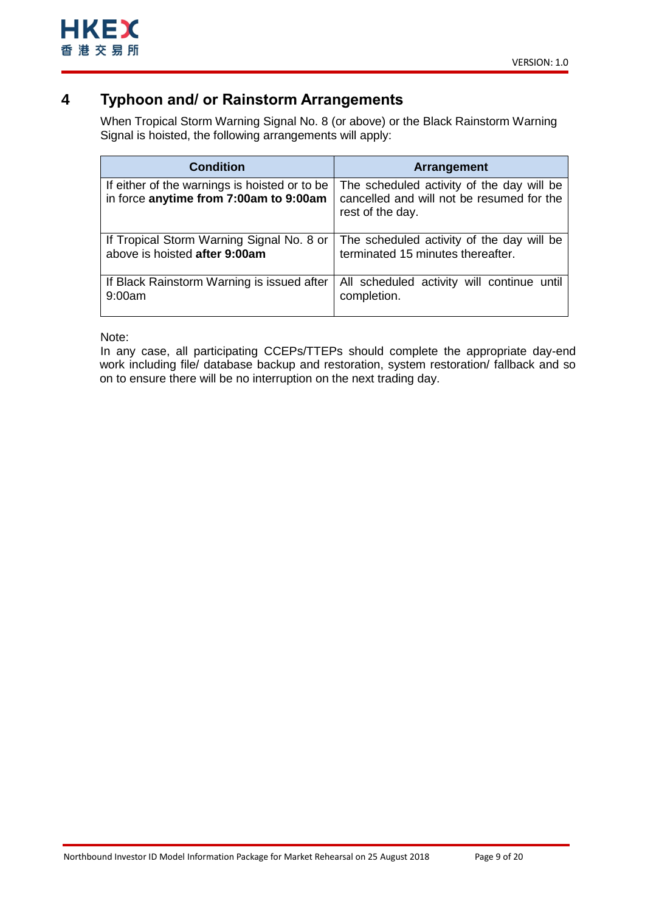# 4 Typhoon and/ or Rainstorm Arrangements

When Tropical Storm Warning Signal No. 8 (or above) or the Black Rainstorm Warning Signal is hoisted, the following arrangements will apply:

| Condition | Arrangement |
|---|---|
| If either of the warnings is hoisted or to be in force **anytime from 7:00am to 9:00am** | The scheduled activity of the day will be cancelled and will not be resumed for the rest of the day. |
| If Tropical Storm Warning Signal No. 8 or above is hoisted **after 9:00am** | The scheduled activity of the day will be terminated 15 minutes thereafter. |
| If Black Rainstorm Warning is issued after 9:00am | All scheduled activity will continue until completion. |

Note:
In any case, all participating CCEPs/TTEPs should complete the appropriate day-end work including file/ database backup and restoration, system restoration/ fallback and so on to ensure there will be no interruption on the next trading day.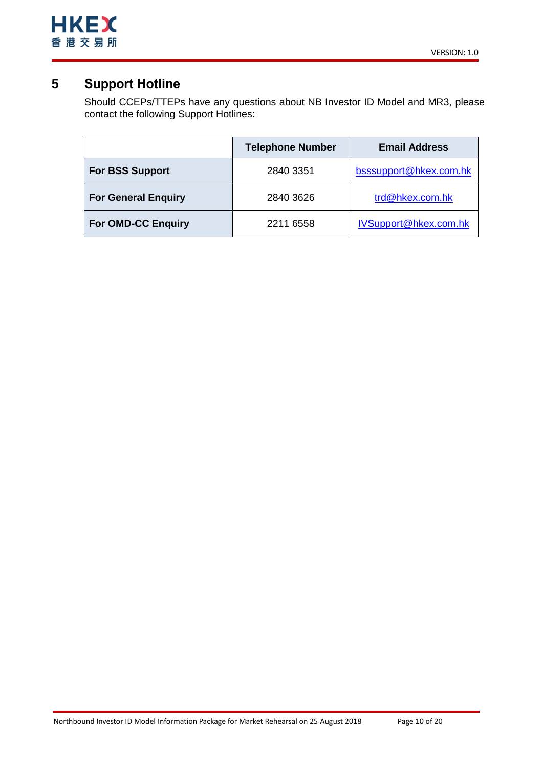# 5 Support Hotline

Should CCEPs/TTEPs have any questions about NB Investor ID Model and MR3, please contact the following Support Hotlines:

| | Telephone Number | Email Address |
|---|---|---|
| **For BSS Support** | 2840 3351 | bsssupport@hkex.com.hk |
| **For General Enquiry** | 2840 3626 | trd@hkex.com.hk |
| **For OMD-CC Enquiry** | 2211 6558 | IVSupport@hkex.com.hk |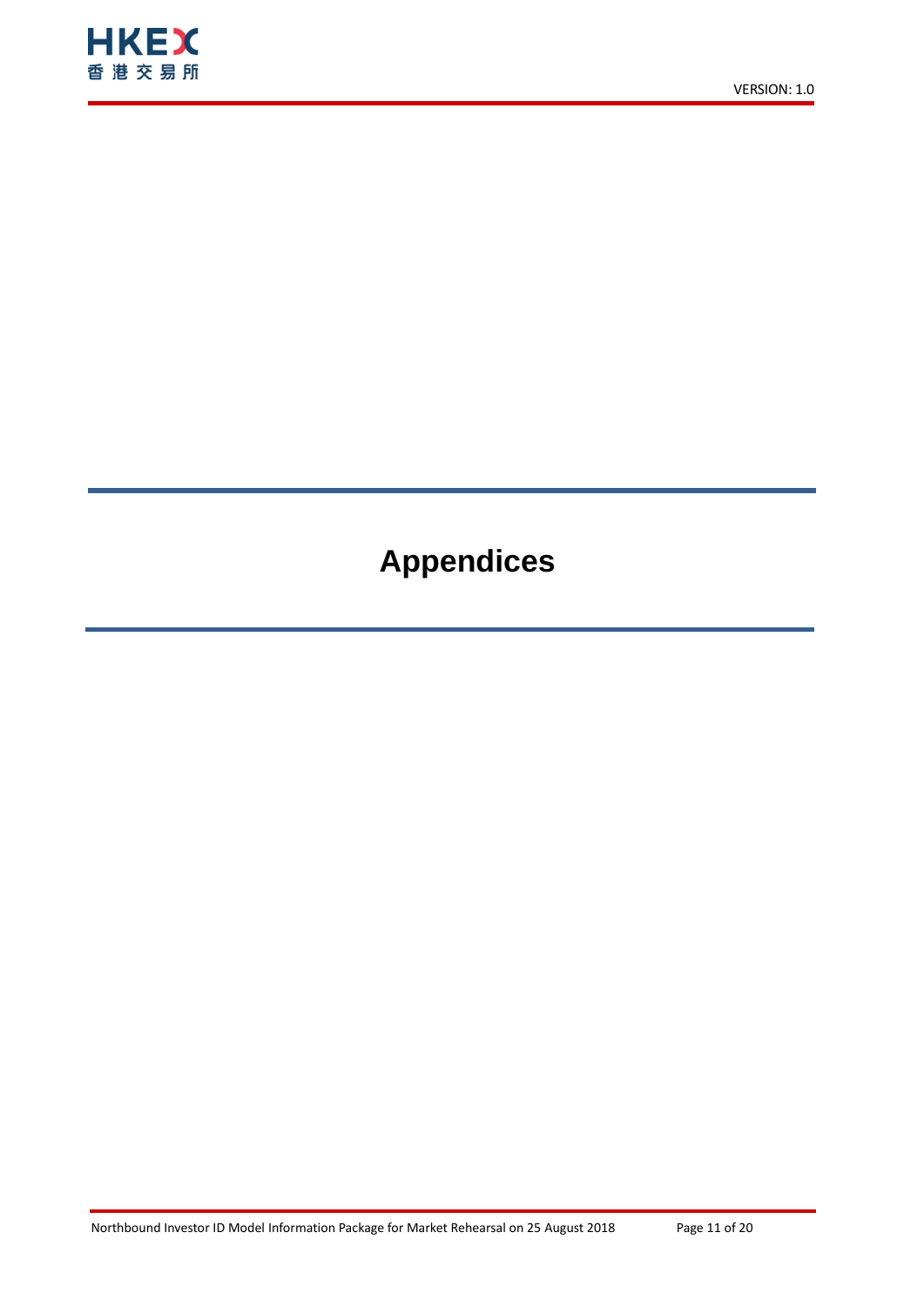# Appendices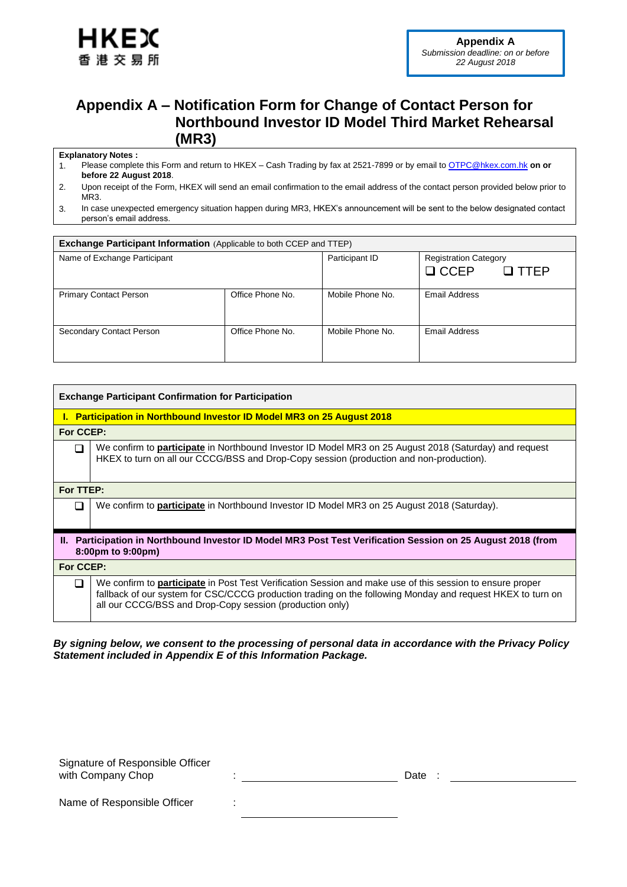HKEX
香港交易所

**Appendix A**
*Submission deadline: on or before 22 August 2018*

# Appendix A – Notification Form for Change of Contact Person for Northbound Investor ID Model Third Market Rehearsal (MR3)

**Explanatory Notes :**

1. Please complete this Form and return to HKEX – Cash Trading by fax at 2521-7899 or by email to OTPC@hkex.com.hk **on or before 22 August 2018**.
2. Upon receipt of the Form, HKEX will send an email confirmation to the email address of the contact person provided below prior to MR3.
3. In case unexpected emergency situation happen during MR3, HKEX's announcement will be sent to the below designated contact person's email address.

| **Exchange Participant Information** (Applicable to both CCEP and TTEP) | | | |
|---|---|---|---|
| Name of Exchange Participant | | Participant ID | Registration Category<br>❑ CCEP ❑ TTEP |
| Primary Contact Person | Office Phone No. | Mobile Phone No. | Email Address |
| Secondary Contact Person | Office Phone No. | Mobile Phone No. | Email Address |

| **Exchange Participant Confirmation for Participation** | |
|---|---|
| **I. Participation in Northbound Investor ID Model MR3 on 25 August 2018** | |
| **For CCEP:** | |
| ❑ | We confirm to **participate** in Northbound Investor ID Model MR3 on 25 August 2018 (Saturday) and request HKEX to turn on all our CCCG/BSS and Drop-Copy session (production and non-production). |
| **For TTEP:** | |
| ❑ | We confirm to **participate** in Northbound Investor ID Model MR3 on 25 August 2018 (Saturday). |
| **II. Participation in Northbound Investor ID Model MR3 Post Test Verification Session on 25 August 2018 (from 8:00pm to 9:00pm)** | |
| **For CCEP:** | |
| ❑ | We confirm to **participate** in Post Test Verification Session and make use of this session to ensure proper fallback of our system for CSC/CCCG production trading on the following Monday and request HKEX to turn on all our CCCG/BSS and Drop-Copy session (production only) |

***By signing below, we consent to the processing of personal data in accordance with the Privacy Policy Statement included in Appendix E of this Information Package.***

Signature of Responsible Officer with Company Chop : ______________________ Date : ______________________

Name of Responsible Officer : ______________________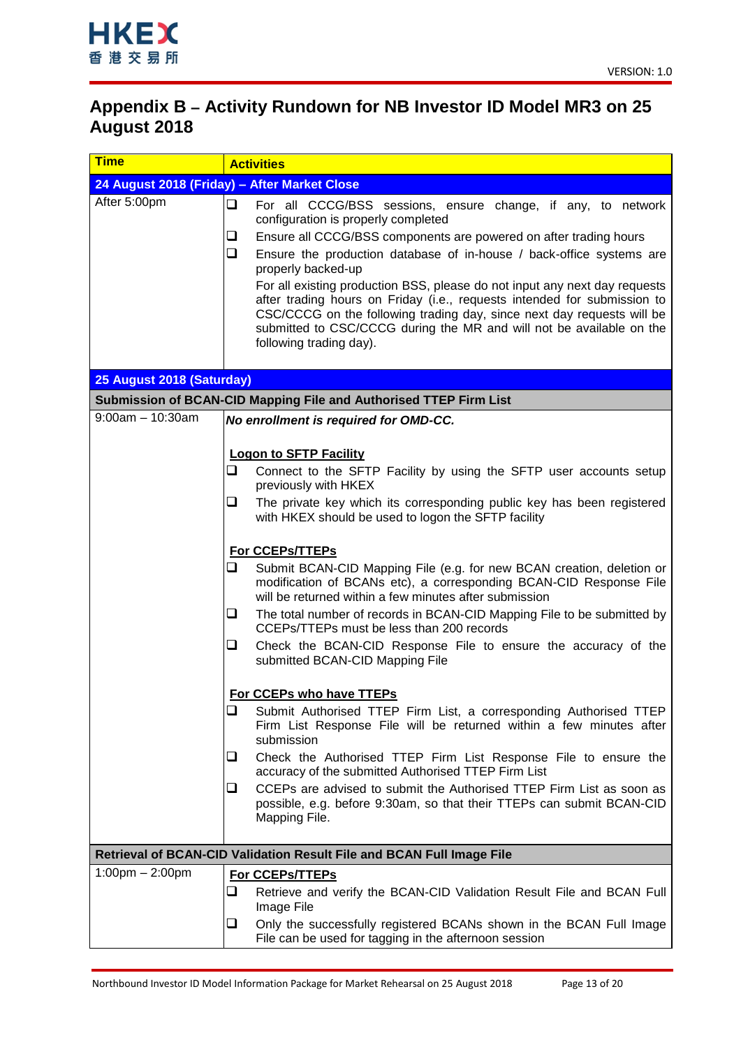## Appendix B – Activity Rundown for NB Investor ID Model MR3 on 25 August 2018

| Time | Activities |
|---|---|
| **24 August 2018 (Friday) – After Market Close** | |
| After 5:00pm | ❑ For all CCCG/BSS sessions, ensure change, if any, to network configuration is properly completed<br>❑ Ensure all CCCG/BSS components are powered on after trading hours<br>❑ Ensure the production database of in-house / back-office systems are properly backed-up<br>For all existing production BSS, please do not input any next day requests after trading hours on Friday (i.e., requests intended for submission to CSC/CCCG on the following trading day, since next day requests will be submitted to CSC/CCCG during the MR and will not be available on the following trading day). |
| **25 August 2018 (Saturday)** | |
| **Submission of BCAN-CID Mapping File and Authorised TTEP Firm List** | |
| 9:00am – 10:30am | ***No enrollment is required for OMD-CC.***<br><br>**<u>Logon to SFTP Facility</u>**<br>❑ Connect to the SFTP Facility by using the SFTP user accounts setup previously with HKEX<br>❑ The private key which its corresponding public key has been registered with HKEX should be used to logon the SFTP facility<br><br>**<u>For CCEPs/TTEPs</u>**<br>❑ Submit BCAN-CID Mapping File (e.g. for new BCAN creation, deletion or modification of BCANs etc), a corresponding BCAN-CID Response File will be returned within a few minutes after submission<br>❑ The total number of records in BCAN-CID Mapping File to be submitted by CCEPs/TTEPs must be less than 200 records<br>❑ Check the BCAN-CID Response File to ensure the accuracy of the submitted BCAN-CID Mapping File<br><br>**<u>For CCEPs who have TTEPs</u>**<br>❑ Submit Authorised TTEP Firm List, a corresponding Authorised TTEP Firm List Response File will be returned within a few minutes after submission<br>❑ Check the Authorised TTEP Firm List Response File to ensure the accuracy of the submitted Authorised TTEP Firm List<br>❑ CCEPs are advised to submit the Authorised TTEP Firm List as soon as possible, e.g. before 9:30am, so that their TTEPs can submit BCAN-CID Mapping File. |
| **Retrieval of BCAN-CID Validation Result File and BCAN Full Image File** | |
| 1:00pm – 2:00pm | **<u>For CCEPs/TTEPs</u>**<br>❑ Retrieve and verify the BCAN-CID Validation Result File and BCAN Full Image File<br>❑ Only the successfully registered BCANs shown in the BCAN Full Image File can be used for tagging in the afternoon session |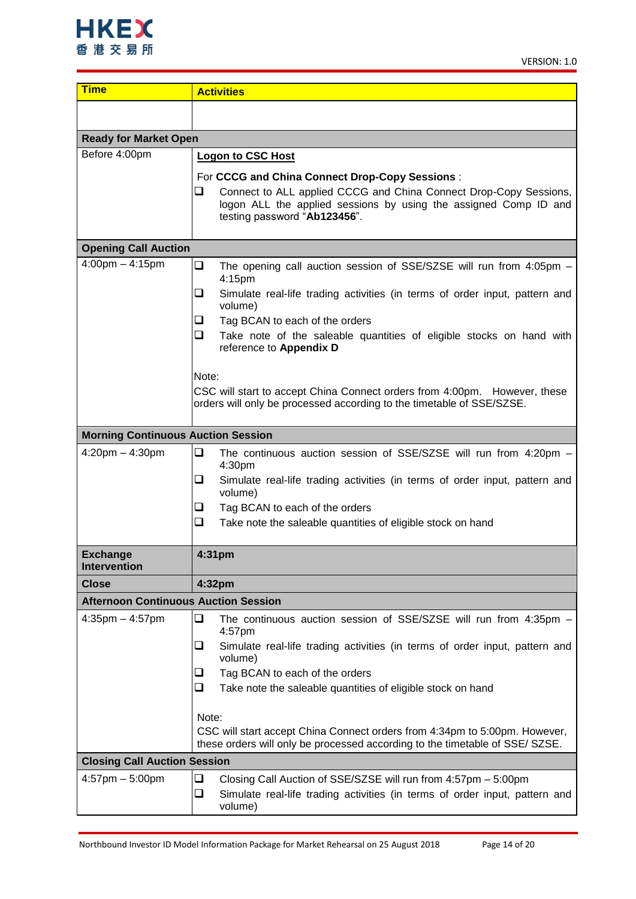| Time | Activities |
|---|---|
| | |
| **Ready for Market Open** | |
| Before 4:00pm | **Logon to CSC Host**<br><br>For **CCCG and China Connect Drop-Copy Sessions** :<br>❑ Connect to ALL applied CCCG and China Connect Drop-Copy Sessions, logon ALL the applied sessions by using the assigned Comp ID and testing password "**Ab123456**". |
| **Opening Call Auction** | |
| 4:00pm – 4:15pm | ❑ The opening call auction session of SSE/SZSE will run from 4:05pm – 4:15pm<br>❑ Simulate real-life trading activities (in terms of order input, pattern and volume)<br>❑ Tag BCAN to each of the orders<br>❑ Take note of the saleable quantities of eligible stocks on hand with reference to **Appendix D**<br><br>Note:<br>CSC will start to accept China Connect orders from 4:00pm. However, these orders will only be processed according to the timetable of SSE/SZSE. |
| **Morning Continuous Auction Session** | |
| 4:20pm – 4:30pm | ❑ The continuous auction session of SSE/SZSE will run from 4:20pm – 4:30pm<br>❑ Simulate real-life trading activities (in terms of order input, pattern and volume)<br>❑ Tag BCAN to each of the orders<br>❑ Take note the saleable quantities of eligible stock on hand |
| **Exchange Intervention** | **4:31pm** |
| **Close** | **4:32pm** |
| **Afternoon Continuous Auction Session** | |
| 4:35pm – 4:57pm | ❑ The continuous auction session of SSE/SZSE will run from 4:35pm – 4:57pm<br>❑ Simulate real-life trading activities (in terms of order input, pattern and volume)<br>❑ Tag BCAN to each of the orders<br>❑ Take note the saleable quantities of eligible stock on hand<br><br>Note:<br>CSC will start accept China Connect orders from 4:34pm to 5:00pm. However, these orders will only be processed according to the timetable of SSE/ SZSE. |
| **Closing Call Auction Session** | |
| 4:57pm – 5:00pm | ❑ Closing Call Auction of SSE/SZSE will run from 4:57pm – 5:00pm<br>❑ Simulate real-life trading activities (in terms of order input, pattern and volume) |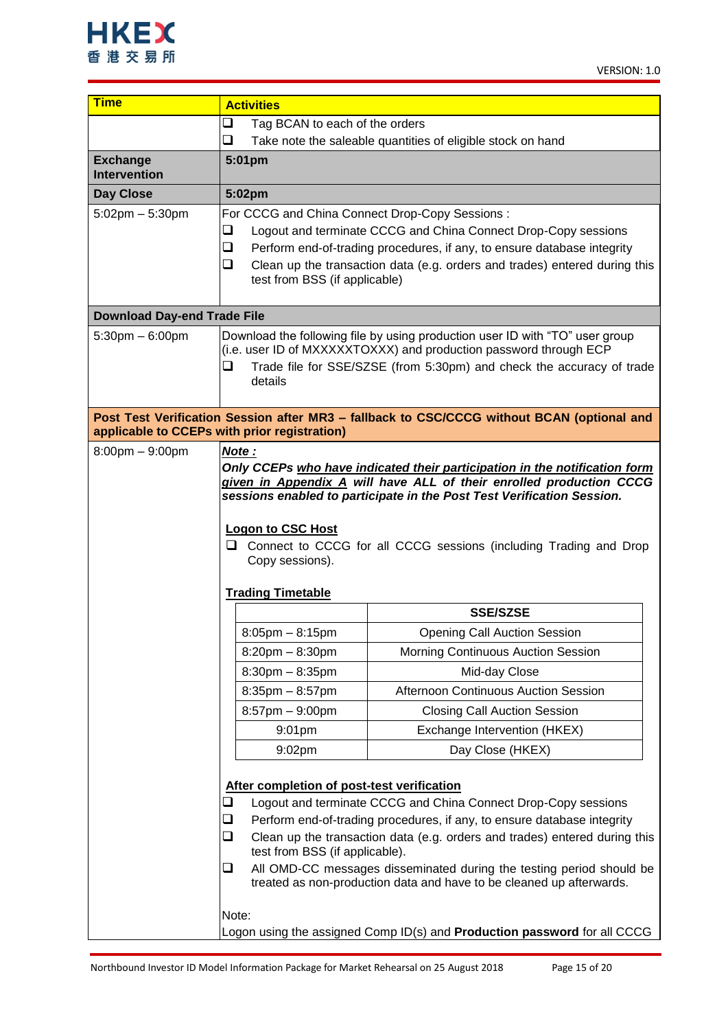| Time | Activities |
|---|---|
| | ❑ Tag BCAN to each of the orders<br>❑ Take note the saleable quantities of eligible stock on hand |
| **Exchange Intervention** | **5:01pm** |
| **Day Close** | **5:02pm** |
| 5:02pm – 5:30pm | For CCCG and China Connect Drop-Copy Sessions :<br>❑ Logout and terminate CCCG and China Connect Drop-Copy sessions<br>❑ Perform end-of-trading procedures, if any, to ensure database integrity<br>❑ Clean up the transaction data (e.g. orders and trades) entered during this test from BSS (if applicable) |
| **Download Day-end Trade File** | |
| 5:30pm – 6:00pm | Download the following file by using production user ID with "TO" user group (i.e. user ID of MXXXXXTOXXX) and production password through ECP<br>❑ Trade file for SSE/SZSE (from 5:30pm) and check the accuracy of trade details |
| **Post Test Verification Session after MR3 – fallback to CSC/CCCG without BCAN (optional and applicable to CCEPs with prior registration)** | |
| 8:00pm – 9:00pm | ***Note :***<br>***Only CCEPs who have indicated their participation in the notification form given in Appendix A will have ALL of their enrolled production CCCG sessions enabled to participate in the Post Test Verification Session.***<br><br>**Logon to CSC Host**<br>❑ Connect to CCCG for all CCCG sessions (including Trading and Drop Copy sessions).<br><br>**Trading Timetable** (see table below)<br><br>**After completion of post-test verification**<br>❑ Logout and terminate CCCG and China Connect Drop-Copy sessions<br>❑ Perform end-of-trading procedures, if any, to ensure database integrity<br>❑ Clean up the transaction data (e.g. orders and trades) entered during this test from BSS (if applicable).<br>❑ All OMD-CC messages disseminated during the testing period should be treated as non-production data and have to be cleaned up afterwards.<br><br>Note:<br>Logon using the assigned Comp ID(s) and **Production password** for all CCCG |

**Trading Timetable**

| | SSE/SZSE |
|---|---|
| 8:05pm – 8:15pm | Opening Call Auction Session |
| 8:20pm – 8:30pm | Morning Continuous Auction Session |
| 8:30pm – 8:35pm | Mid-day Close |
| 8:35pm – 8:57pm | Afternoon Continuous Auction Session |
| 8:57pm – 9:00pm | Closing Call Auction Session |
| 9:01pm | Exchange Intervention (HKEX) |
| 9:02pm | Day Close (HKEX) |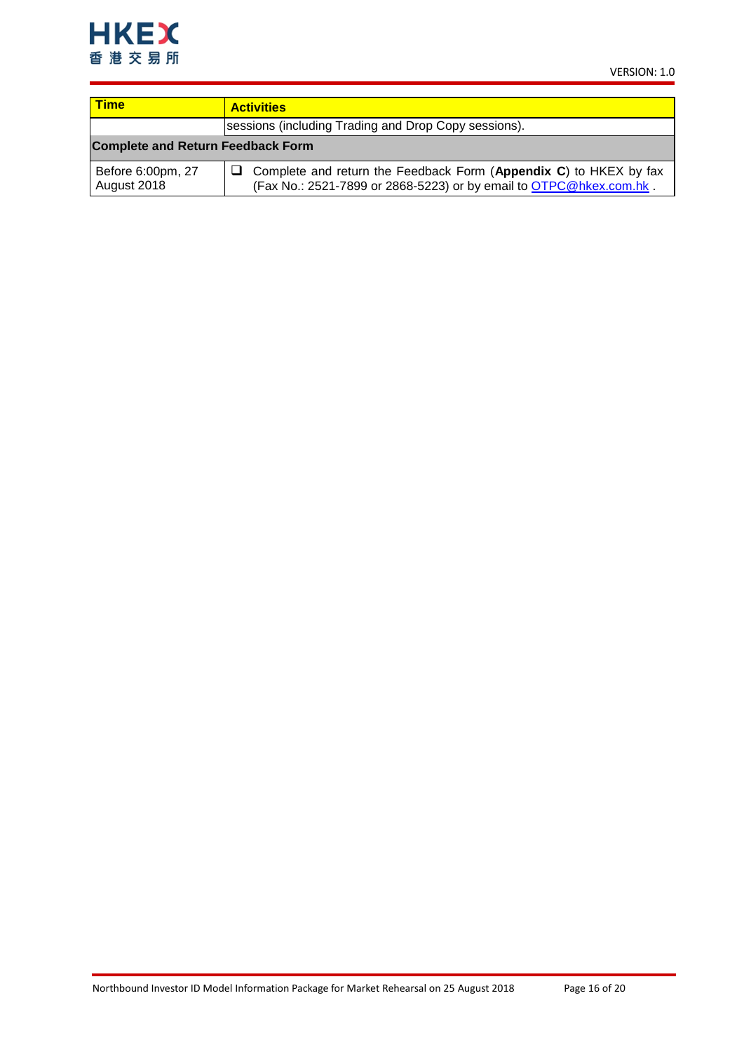| Time | Activities |
|---|---|
| | sessions (including Trading and Drop Copy sessions). |
| **Complete and Return Feedback Form** | |
| Before 6:00pm, 27 August 2018 | ❑ Complete and return the Feedback Form (**Appendix C**) to HKEX by fax (Fax No.: 2521-7899 or 2868-5223) or by email to OTPC@hkex.com.hk . |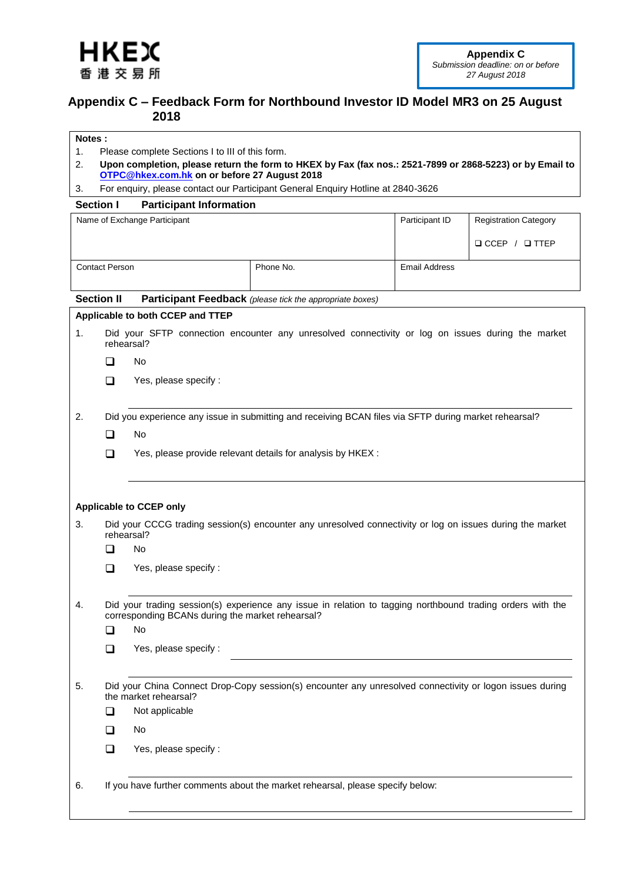**HKEX**
**香港交易所**

**Appendix C**
*Submission deadline: on or before 27 August 2018*

# Appendix C – Feedback Form for Northbound Investor ID Model MR3 on 25 August 2018

**Notes :**

1. Please complete Sections I to III of this form.
2. **Upon completion, please return the form to HKEX by Fax (fax nos.: 2521-7899 or 2868-5223) or by Email to OTPC@hkex.com.hk on or before 27 August 2018**
3. For enquiry, please contact our Participant General Enquiry Hotline at 2840-3626

## Section I Participant Information

| Name of Exchange Participant | | Participant ID | Registration Category<br>❑ CCEP / ❑ TTEP |
|---|---|---|---|
| Contact Person | Phone No. | Email Address | |

## Section II Participant Feedback *(please tick the appropriate boxes)*

**Applicable to both CCEP and TTEP**

1. Did your SFTP connection encounter any unresolved connectivity or log on issues during the market rehearsal?

   ❑ No

   ❑ Yes, please specify :

   ______________________________

2. Did you experience any issue in submitting and receiving BCAN files via SFTP during market rehearsal?

   ❑ No

   ❑ Yes, please provide relevant details for analysis by HKEX :

   ______________________________

**Applicable to CCEP only**

3. Did your CCCG trading session(s) encounter any unresolved connectivity or log on issues during the market rehearsal?

   ❑ No

   ❑ Yes, please specify :

   ______________________________

4. Did your trading session(s) experience any issue in relation to tagging northbound trading orders with the corresponding BCANs during the market rehearsal?

   ❑ No

   ❑ Yes, please specify : ______________________________

   ______________________________

5. Did your China Connect Drop-Copy session(s) encounter any unresolved connectivity or logon issues during the market rehearsal?

   ❑ Not applicable

   ❑ No

   ❑ Yes, please specify :

   ______________________________

6. If you have further comments about the market rehearsal, please specify below:

   ______________________________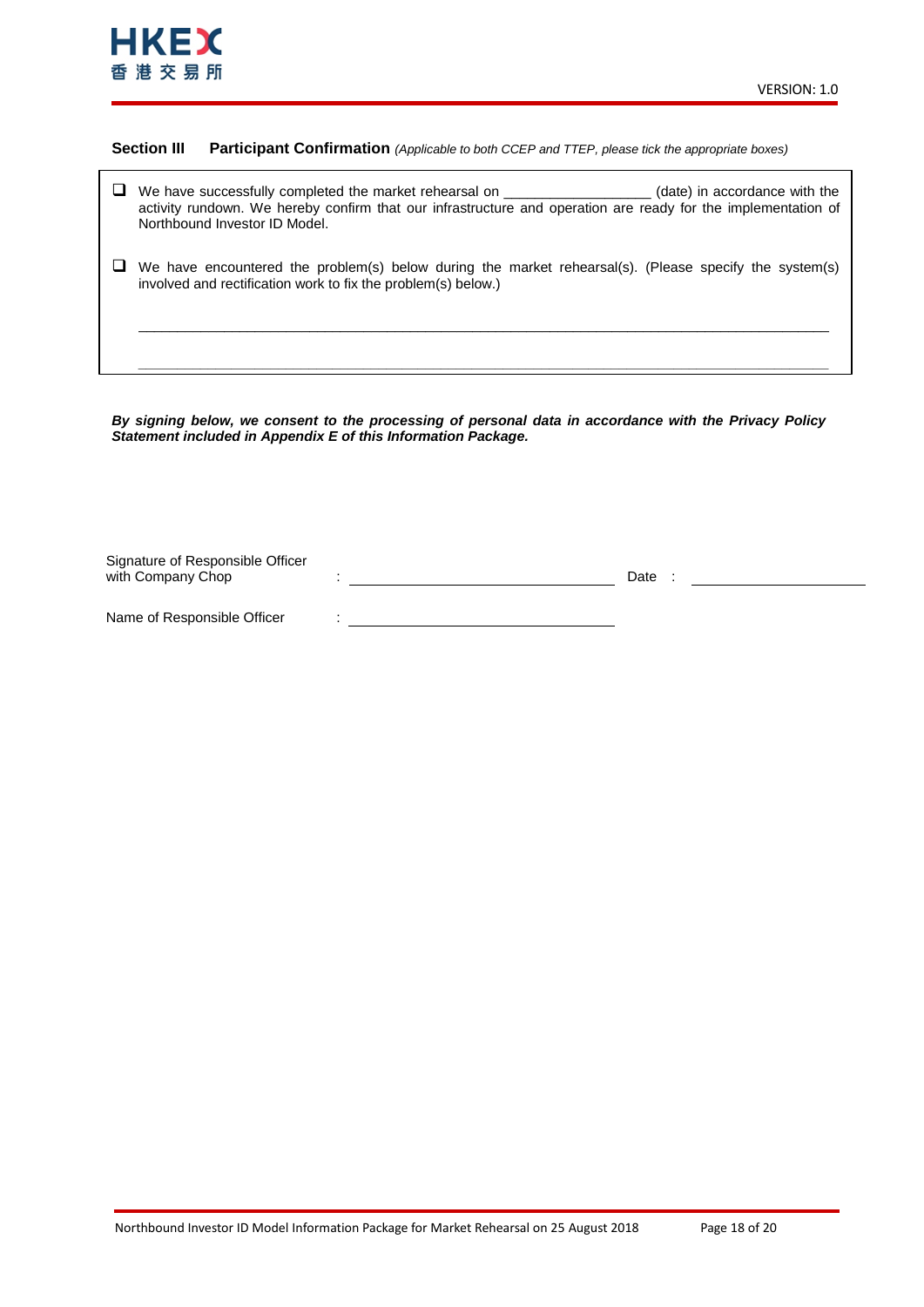### Section III Participant Confirmation *(Applicable to both CCEP and TTEP, please tick the appropriate boxes)*

- ☐ We have successfully completed the market rehearsal on __________________ (date) in accordance with the activity rundown. We hereby confirm that our infrastructure and operation are ready for the implementation of Northbound Investor ID Model.

- ☐ We have encountered the problem(s) below during the market rehearsal(s). (Please specify the system(s) involved and rectification work to fix the problem(s) below.)

  ________________________________________________________________________________

  ________________________________________________________________________________

***By signing below, we consent to the processing of personal data in accordance with the Privacy Policy Statement included in Appendix E of this Information Package.***

Signature of Responsible Officer with Company Chop : ______________________________ Date : ____________________

Name of Responsible Officer : ______________________________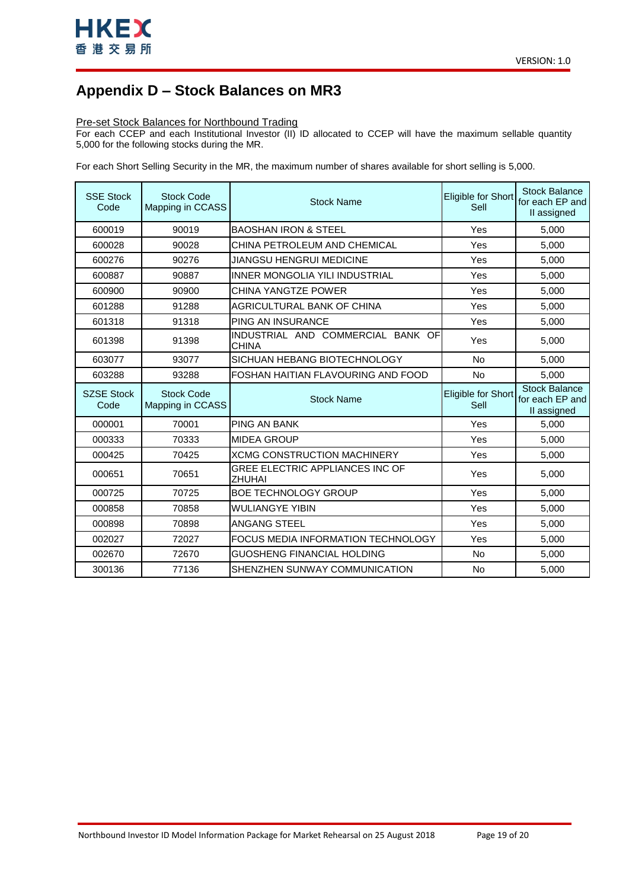## Appendix D – Stock Balances on MR3

Pre-set Stock Balances for Northbound Trading

For each CCEP and each Institutional Investor (II) ID allocated to CCEP will have the maximum sellable quantity 5,000 for the following stocks during the MR.

For each Short Selling Security in the MR, the maximum number of shares available for short selling is 5,000.

| SSE Stock Code | Stock Code Mapping in CCASS | Stock Name | Eligible for Short Sell | Stock Balance for each EP and II assigned |
|---|---|---|---|---|
| 600019 | 90019 | BAOSHAN IRON & STEEL | Yes | 5,000 |
| 600028 | 90028 | CHINA PETROLEUM AND CHEMICAL | Yes | 5,000 |
| 600276 | 90276 | JIANGSU HENGRUI MEDICINE | Yes | 5,000 |
| 600887 | 90887 | INNER MONGOLIA YILI INDUSTRIAL | Yes | 5,000 |
| 600900 | 90900 | CHINA YANGTZE POWER | Yes | 5,000 |
| 601288 | 91288 | AGRICULTURAL BANK OF CHINA | Yes | 5,000 |
| 601318 | 91318 | PING AN INSURANCE | Yes | 5,000 |
| 601398 | 91398 | INDUSTRIAL AND COMMERCIAL BANK OF CHINA | Yes | 5,000 |
| 603077 | 93077 | SICHUAN HEBANG BIOTECHNOLOGY | No | 5,000 |
| 603288 | 93288 | FOSHAN HAITIAN FLAVOURING AND FOOD | No | 5,000 |
| **SZSE Stock Code** | **Stock Code Mapping in CCASS** | **Stock Name** | **Eligible for Short Sell** | **Stock Balance for each EP and II assigned** |
| 000001 | 70001 | PING AN BANK | Yes | 5,000 |
| 000333 | 70333 | MIDEA GROUP | Yes | 5,000 |
| 000425 | 70425 | XCMG CONSTRUCTION MACHINERY | Yes | 5,000 |
| 000651 | 70651 | GREE ELECTRIC APPLIANCES INC OF ZHUHAI | Yes | 5,000 |
| 000725 | 70725 | BOE TECHNOLOGY GROUP | Yes | 5,000 |
| 000858 | 70858 | WULIANGYE YIBIN | Yes | 5,000 |
| 000898 | 70898 | ANGANG STEEL | Yes | 5,000 |
| 002027 | 72027 | FOCUS MEDIA INFORMATION TECHNOLOGY | Yes | 5,000 |
| 002670 | 72670 | GUOSHENG FINANCIAL HOLDING | No | 5,000 |
| 300136 | 77136 | SHENZHEN SUNWAY COMMUNICATION | No | 5,000 |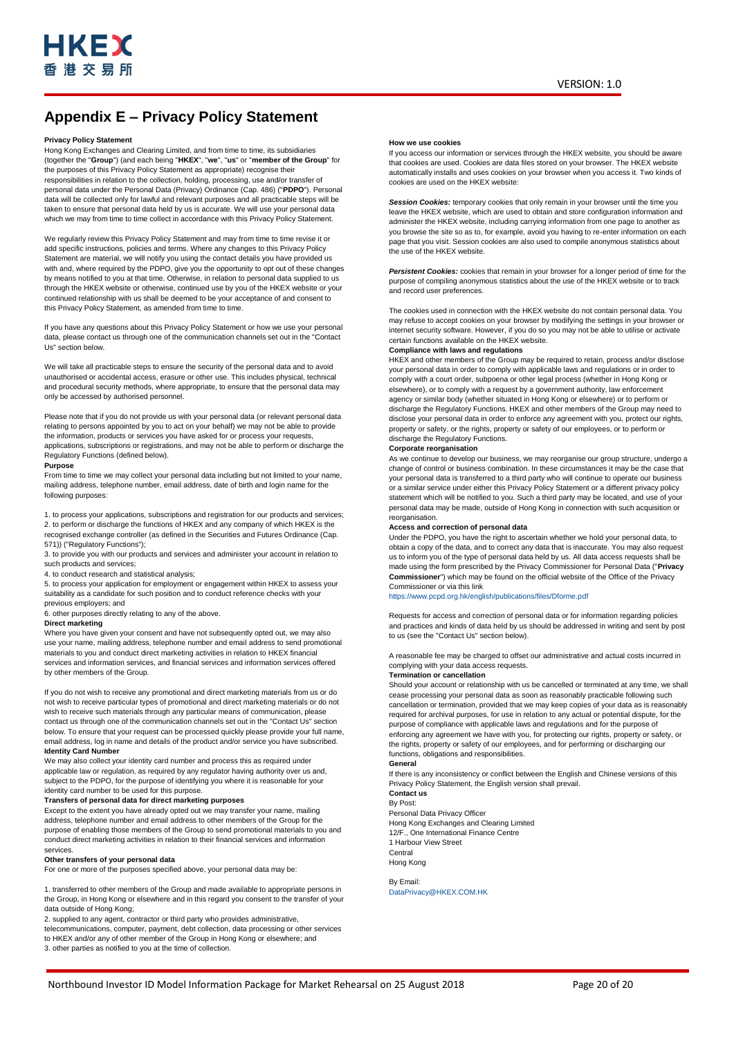# Appendix E – Privacy Policy Statement

**Privacy Policy Statement**

Hong Kong Exchanges and Clearing Limited, and from time to time, its subsidiaries (together the "**Group**") (and each being "**HKEX**", "**we**", "**us**" or "**member of the Group**" for the purposes of this Privacy Policy Statement as appropriate) recognise their responsibilities in relation to the collection, holding, processing, use and/or transfer of personal data under the Personal Data (Privacy) Ordinance (Cap. 486) ("**PDPO**"). Personal data will be collected only for lawful and relevant purposes and all practicable steps will be taken to ensure that personal data held by us is accurate. We will use your personal data which we may from time to time collect in accordance with this Privacy Policy Statement.

We regularly review this Privacy Policy Statement and may from time to time revise it or add specific instructions, policies and terms. Where any changes to this Privacy Policy Statement are material, we will notify you using the contact details you have provided us with and, where required by the PDPO, give you the opportunity to opt out of these changes by means notified to you at that time. Otherwise, in relation to personal data supplied to us through the HKEX website or otherwise, continued use by you of the HKEX website or your continued relationship with us shall be deemed to be your acceptance of and consent to this Privacy Policy Statement, as amended from time to time.

If you have any questions about this Privacy Policy Statement or how we use your personal data, please contact us through one of the communication channels set out in the "Contact Us" section below.

We will take all practicable steps to ensure the security of the personal data and to avoid unauthorised or accidental access, erasure or other use. This includes physical, technical and procedural security methods, where appropriate, to ensure that the personal data may only be accessed by authorised personnel.

Please note that if you do not provide us with your personal data (or relevant personal data relating to persons appointed by you to act on your behalf) we may not be able to provide the information, products or services you have asked for or process your requests, applications, subscriptions or registrations, and may not be able to perform or discharge the Regulatory Functions (defined below).

**Purpose**

From time to time we may collect your personal data including but not limited to your name, mailing address, telephone number, email address, date of birth and login name for the following purposes:

1. to process your applications, subscriptions and registration for our products and services;
2. to perform or discharge the functions of HKEX and any company of which HKEX is the recognised exchange controller (as defined in the Securities and Futures Ordinance (Cap. 571)) ("Regulatory Functions");
3. to provide you with our products and services and administer your account in relation to such products and services;
4. to conduct research and statistical analysis;
5. to process your application for employment or engagement within HKEX to assess your suitability as a candidate for such position and to conduct reference checks with your previous employers; and
6. other purposes directly relating to any of the above.

**Direct marketing**

Where you have given your consent and have not subsequently opted out, we may also use your name, mailing address, telephone number and email address to send promotional materials to you and conduct direct marketing activities in relation to HKEX financial services and information services, and financial services and information services offered by other members of the Group.

If you do not wish to receive any promotional and direct marketing materials from us or do not wish to receive particular types of promotional and direct marketing materials or do not wish to receive such materials through any particular means of communication, please contact us through one of the communication channels set out in the "Contact Us" section below. To ensure that your request can be processed quickly please provide your full name, email address, log in name and details of the product and/or service you have subscribed.

**Identity Card Number**

We may also collect your identity card number and process this as required under applicable law or regulation, as required by any regulator having authority over us and, subject to the PDPO, for the purpose of identifying you where it is reasonable for your identity card number to be used for this purpose.

**Transfers of personal data for direct marketing purposes**

Except to the extent you have already opted out we may transfer your name, mailing address, telephone number and email address to other members of the Group for the purpose of enabling those members of the Group to send promotional materials to you and conduct direct marketing activities in relation to their financial services and information services.

**Other transfers of your personal data**

For one or more of the purposes specified above, your personal data may be:

1. transferred to other members of the Group and made available to appropriate persons in the Group, in Hong Kong or elsewhere and in this regard you consent to the transfer of your data outside of Hong Kong;
2. supplied to any agent, contractor or third party who provides administrative, telecommunications, computer, payment, debt collection, data processing or other services to HKEX and/or any of other member of the Group in Hong Kong or elsewhere; and
3. other parties as notified to you at the time of collection.

**How we use cookies**

If you access our information or services through the HKEX website, you should be aware that cookies are used. Cookies are data files stored on your browser. The HKEX website automatically installs and uses cookies on your browser when you access it. Two kinds of cookies are used on the HKEX website:

***Session Cookies:*** temporary cookies that only remain in your browser until the time you leave the HKEX website, which are used to obtain and store configuration information and administer the HKEX website, including carrying information from one page to another as you browse the site so as to, for example, avoid you having to re-enter information on each page that you visit. Session cookies are also used to compile anonymous statistics about the use of the HKEX website.

***Persistent Cookies:*** cookies that remain in your browser for a longer period of time for the purpose of compiling anonymous statistics about the use of the HKEX website or to track and record user preferences.

The cookies used in connection with the HKEX website do not contain personal data. You may refuse to accept cookies on your browser by modifying the settings in your browser or internet security software. However, if you do so you may not be able to utilise or activate certain functions available on the HKEX website.

**Compliance with laws and regulations**

HKEX and other members of the Group may be required to retain, process and/or disclose your personal data in order to comply with applicable laws and regulations or in order to comply with a court order, subpoena or other legal process (whether in Hong Kong or elsewhere), or to comply with a request by a government authority, law enforcement agency or similar body (whether situated in Hong Kong or elsewhere) or to perform or discharge the Regulatory Functions. HKEX and other members of the Group may need to disclose your personal data in order to enforce any agreement with you, protect our rights, property or safety, or the rights, property or safety of our employees, or to perform or discharge the Regulatory Functions.

**Corporate reorganisation**

As we continue to develop our business, we may reorganise our group structure, undergo a change of control or business combination. In these circumstances it may be the case that your personal data is transferred to a third party who will continue to operate our business or a similar service under either this Privacy Policy Statement or a different privacy policy statement which will be notified to you. Such a third party may be located, and use of your personal data may be made, outside of Hong Kong in connection with such acquisition or reorganisation.

**Access and correction of personal data**

Under the PDPO, you have the right to ascertain whether we hold your personal data, to obtain a copy of the data, and to correct any data that is inaccurate. You may also request us to inform you of the type of personal data held by us. All data access requests shall be made using the form prescribed by the Privacy Commissioner for Personal Data ("**Privacy Commissioner**") which may be found on the official website of the Office of the Privacy Commissioner or via this link https://www.pcpd.org.hk/english/publications/files/Dforme.pdf

Requests for access and correction of personal data or for information regarding policies and practices and kinds of data held by us should be addressed in writing and sent by post to us (see the "Contact Us" section below).

A reasonable fee may be charged to offset our administrative and actual costs incurred in complying with your data access requests.

**Termination or cancellation**

Should your account or relationship with us be cancelled or terminated at any time, we shall cease processing your personal data as soon as reasonably practicable following such cancellation or termination, provided that we may keep copies of your data as is reasonably required for archival purposes, for use in relation to any actual or potential dispute, for the purpose of compliance with applicable laws and regulations and for the purpose of enforcing any agreement we have with you, for protecting our rights, property or safety, or the rights, property or safety of our employees, and for performing or discharging our functions, obligations and responsibilities.

**General**

If there is any inconsistency or conflict between the English and Chinese versions of this Privacy Policy Statement, the English version shall prevail.

**Contact us**

By Post:
Personal Data Privacy Officer
Hong Kong Exchanges and Clearing Limited
12/F., One International Finance Centre
1 Harbour View Street
Central
Hong Kong

By Email:
DataPrivacy@HKEX.COM.HK